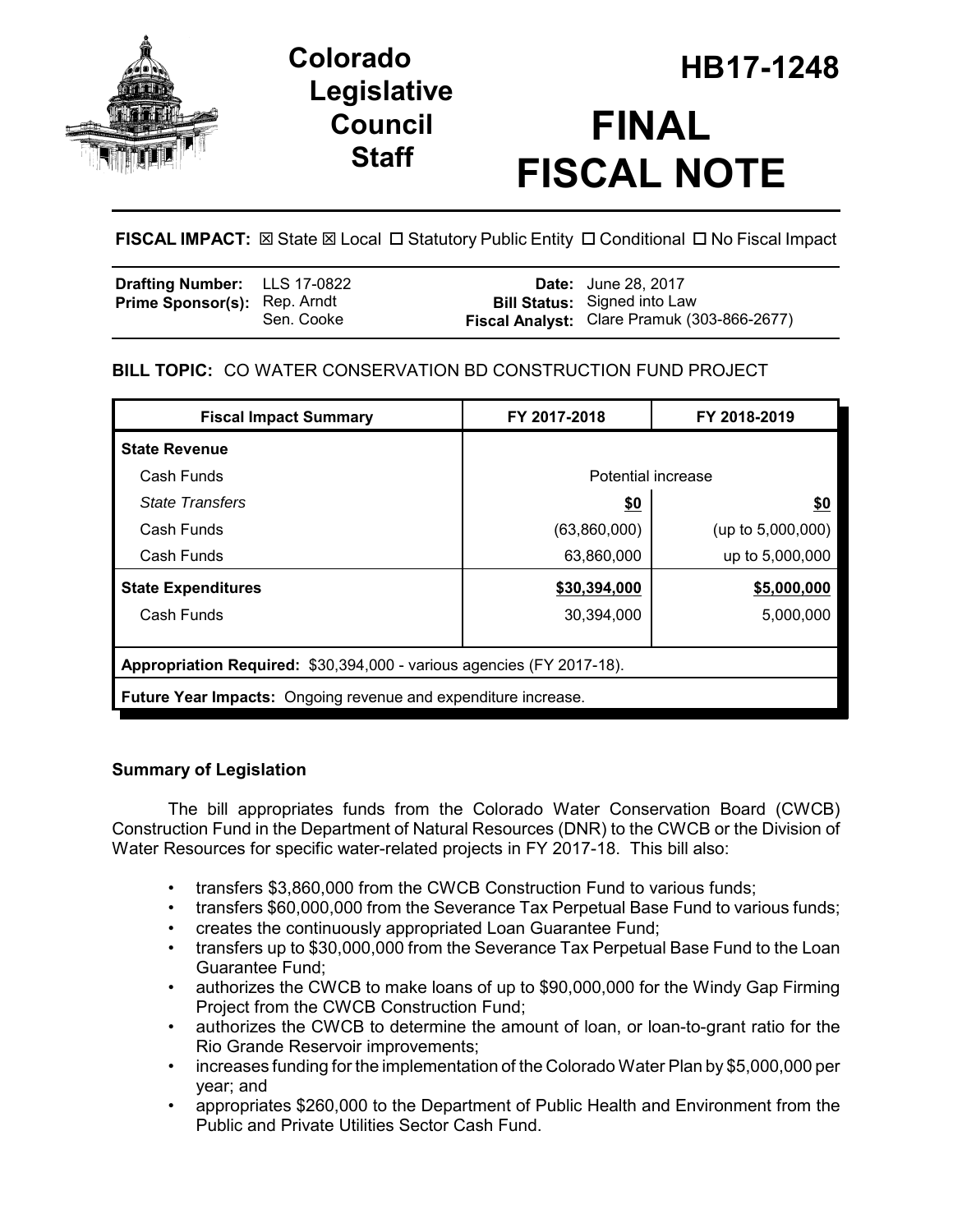# Colorado Legislative Council Staff

# HB17-1248

# FINAL FISCAL NOTE

**FISCAL IMPACT:** ☒ State ☒ Local ☐ Statutory Public Entity ☐ Conditional ☐ No Fiscal Impact

| | | | |
|---|---|---|---|
| **Drafting Number:** | LLS 17-0822 | **Date:** | June 28, 2017 |
| **Prime Sponsor(s):** | Rep. Arndt<br>Sen. Cooke | **Bill Status:** | Signed into Law |
| | | **Fiscal Analyst:** | Clare Pramuk (303-866-2677) |

**BILL TOPIC:** CO WATER CONSERVATION BD CONSTRUCTION FUND PROJECT

| Fiscal Impact Summary | FY 2017-2018 | FY 2018-2019 |
|---|---|---|
| **State Revenue** | | |
| Cash Funds | Potential increase | |
| *State Transfers* | **$0** | **$0** |
| Cash Funds | (63,860,000) | (up to 5,000,000) |
| Cash Funds | 63,860,000 | up to 5,000,000 |
| **State Expenditures** | **$30,394,000** | **$5,000,000** |
| Cash Funds | 30,394,000 | 5,000,000 |
| **Appropriation Required:** $30,394,000 - various agencies (FY 2017-18). | | |
| **Future Year Impacts:** Ongoing revenue and expenditure increase. | | |

## Summary of Legislation

The bill appropriates funds from the Colorado Water Conservation Board (CWCB) Construction Fund in the Department of Natural Resources (DNR) to the CWCB or the Division of Water Resources for specific water-related projects in FY 2017-18. This bill also:

- transfers $3,860,000 from the CWCB Construction Fund to various funds;
- transfers $60,000,000 from the Severance Tax Perpetual Base Fund to various funds;
- creates the continuously appropriated Loan Guarantee Fund;
- transfers up to $30,000,000 from the Severance Tax Perpetual Base Fund to the Loan Guarantee Fund;
- authorizes the CWCB to make loans of up to $90,000,000 for the Windy Gap Firming Project from the CWCB Construction Fund;
- authorizes the CWCB to determine the amount of loan, or loan-to-grant ratio for the Rio Grande Reservoir improvements;
- increases funding for the implementation of the Colorado Water Plan by $5,000,000 per year; and
- appropriates $260,000 to the Department of Public Health and Environment from the Public and Private Utilities Sector Cash Fund.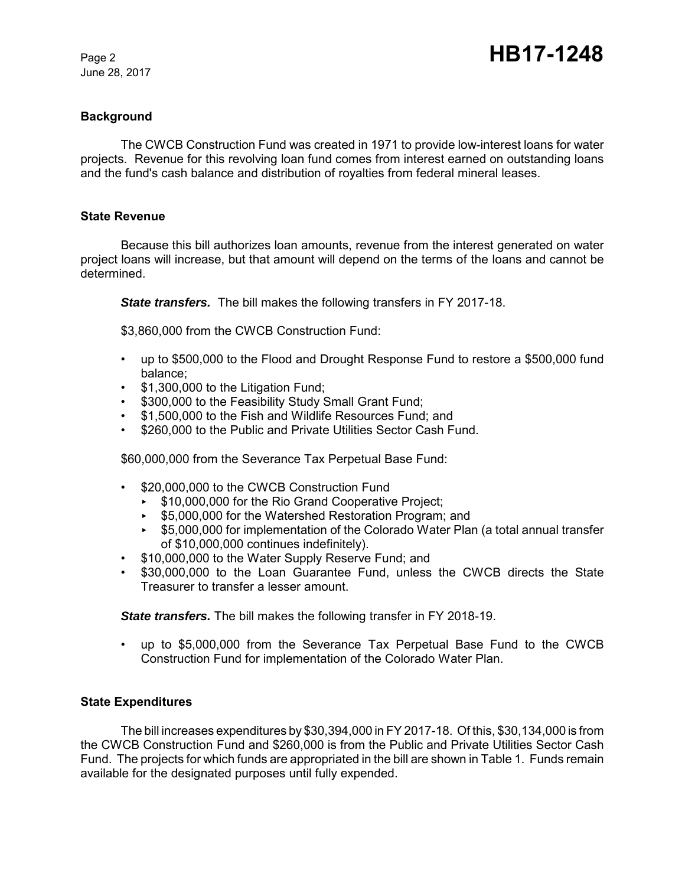## Background

The CWCB Construction Fund was created in 1971 to provide low-interest loans for water projects. Revenue for this revolving loan fund comes from interest earned on outstanding loans and the fund's cash balance and distribution of royalties from federal mineral leases.

## State Revenue

Because this bill authorizes loan amounts, revenue from the interest generated on water project loans will increase, but that amount will depend on the terms of the loans and cannot be determined.

***State transfers.*** The bill makes the following transfers in FY 2017-18.

$3,860,000 from the CWCB Construction Fund:

- up to $500,000 to the Flood and Drought Response Fund to restore a $500,000 fund balance;
- $1,300,000 to the Litigation Fund;
- $300,000 to the Feasibility Study Small Grant Fund;
- $1,500,000 to the Fish and Wildlife Resources Fund; and
- $260,000 to the Public and Private Utilities Sector Cash Fund.

$60,000,000 from the Severance Tax Perpetual Base Fund:

- $20,000,000 to the CWCB Construction Fund
  - $10,000,000 for the Rio Grand Cooperative Project;
  - $5,000,000 for the Watershed Restoration Program; and
  - $5,000,000 for implementation of the Colorado Water Plan (a total annual transfer of $10,000,000 continues indefinitely).
- $10,000,000 to the Water Supply Reserve Fund; and
- $30,000,000 to the Loan Guarantee Fund, unless the CWCB directs the State Treasurer to transfer a lesser amount.

***State transfers.*** The bill makes the following transfer in FY 2018-19.

- up to $5,000,000 from the Severance Tax Perpetual Base Fund to the CWCB Construction Fund for implementation of the Colorado Water Plan.

## State Expenditures

The bill increases expenditures by $30,394,000 in FY 2017-18. Of this, $30,134,000 is from the CWCB Construction Fund and $260,000 is from the Public and Private Utilities Sector Cash Fund. The projects for which funds are appropriated in the bill are shown in Table 1. Funds remain available for the designated purposes until fully expended.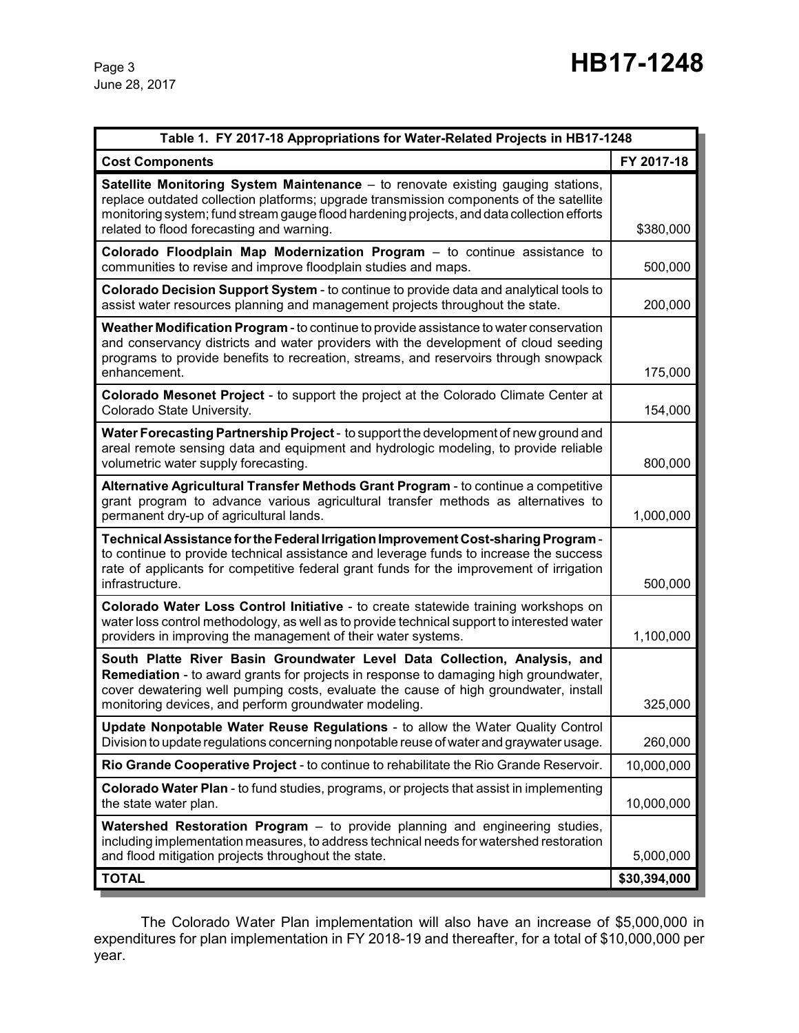| Table 1. FY 2017-18 Appropriations for Water-Related Projects in HB17-1248 | |
|---|---|
| **Cost Components** | **FY 2017-18** |
| **Satellite Monitoring System Maintenance** – to renovate existing gauging stations, replace outdated collection platforms; upgrade transmission components of the satellite monitoring system; fund stream gauge flood hardening projects, and data collection efforts related to flood forecasting and warning. | $380,000 |
| **Colorado Floodplain Map Modernization Program** – to continue assistance to communities to revise and improve floodplain studies and maps. | 500,000 |
| **Colorado Decision Support System** - to continue to provide data and analytical tools to assist water resources planning and management projects throughout the state. | 200,000 |
| **Weather Modification Program** - to continue to provide assistance to water conservation and conservancy districts and water providers with the development of cloud seeding programs to provide benefits to recreation, streams, and reservoirs through snowpack enhancement. | 175,000 |
| **Colorado Mesonet Project** - to support the project at the Colorado Climate Center at Colorado State University. | 154,000 |
| **Water Forecasting Partnership Project** - to support the development of new ground and areal remote sensing data and equipment and hydrologic modeling, to provide reliable volumetric water supply forecasting. | 800,000 |
| **Alternative Agricultural Transfer Methods Grant Program** - to continue a competitive grant program to advance various agricultural transfer methods as alternatives to permanent dry-up of agricultural lands. | 1,000,000 |
| **Technical Assistance for the Federal Irrigation Improvement Cost-sharing Program** - to continue to provide technical assistance and leverage funds to increase the success rate of applicants for competitive federal grant funds for the improvement of irrigation infrastructure. | 500,000 |
| **Colorado Water Loss Control Initiative** - to create statewide training workshops on water loss control methodology, as well as to provide technical support to interested water providers in improving the management of their water systems. | 1,100,000 |
| **South Platte River Basin Groundwater Level Data Collection, Analysis, and Remediation** - to award grants for projects in response to damaging high groundwater, cover dewatering well pumping costs, evaluate the cause of high groundwater, install monitoring devices, and perform groundwater modeling. | 325,000 |
| **Update Nonpotable Water Reuse Regulations** - to allow the Water Quality Control Division to update regulations concerning nonpotable reuse of water and graywater usage. | 260,000 |
| **Rio Grande Cooperative Project** - to continue to rehabilitate the Rio Grande Reservoir. | 10,000,000 |
| **Colorado Water Plan** - to fund studies, programs, or projects that assist in implementing the state water plan. | 10,000,000 |
| **Watershed Restoration Program** – to provide planning and engineering studies, including implementation measures, to address technical needs for watershed restoration and flood mitigation projects throughout the state. | 5,000,000 |
| **TOTAL** | **$30,394,000** |

The Colorado Water Plan implementation will also have an increase of $5,000,000 in expenditures for plan implementation in FY 2018-19 and thereafter, for a total of $10,000,000 per year.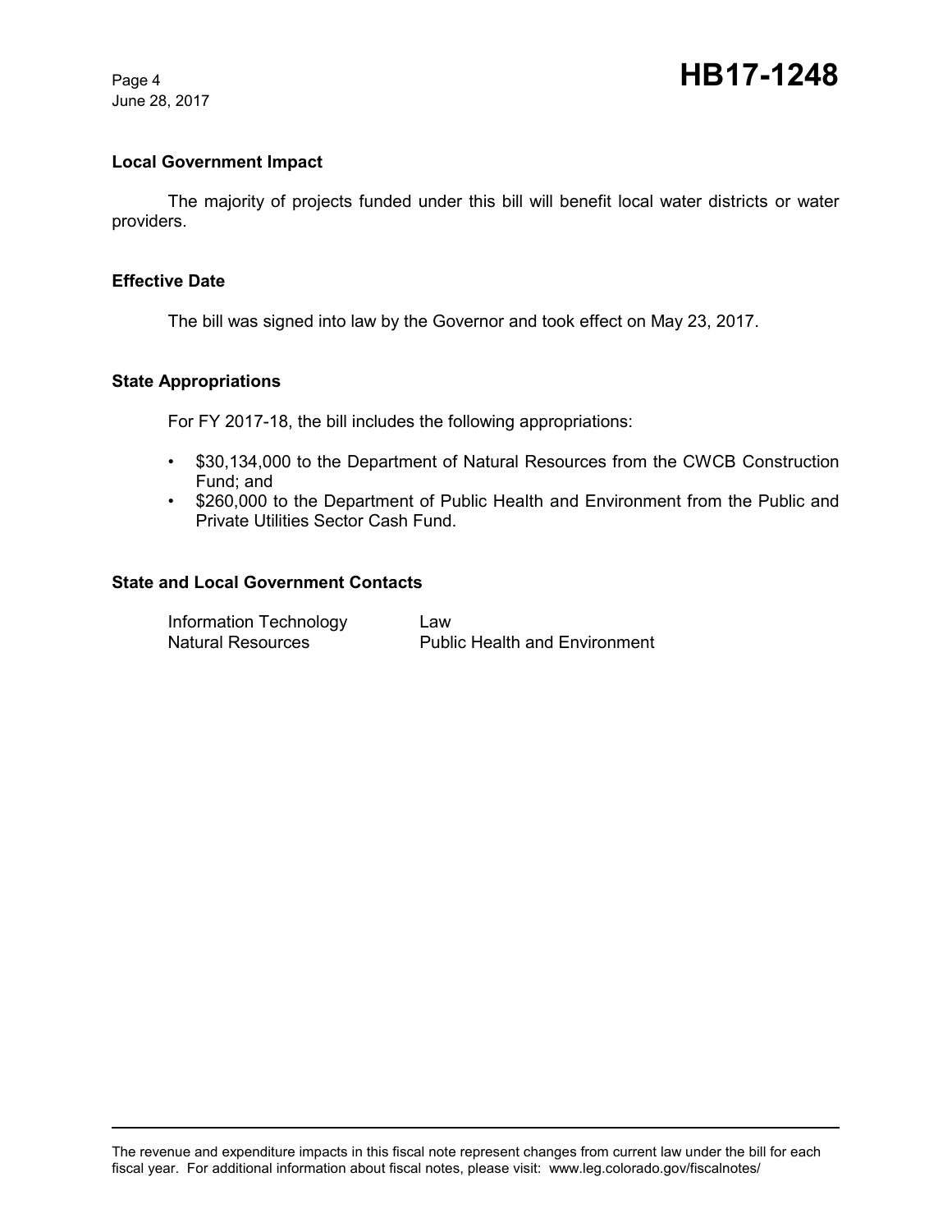### Local Government Impact

The majority of projects funded under this bill will benefit local water districts or water providers.

### Effective Date

The bill was signed into law by the Governor and took effect on May 23, 2017.

### State Appropriations

For FY 2017-18, the bill includes the following appropriations:

- $30,134,000 to the Department of Natural Resources from the CWCB Construction Fund; and
- $260,000 to the Department of Public Health and Environment from the Public and Private Utilities Sector Cash Fund.

### State and Local Government Contacts

| | |
|---|---|
| Information Technology | Law |
| Natural Resources | Public Health and Environment |

The revenue and expenditure impacts in this fiscal note represent changes from current law under the bill for each fiscal year. For additional information about fiscal notes, please visit: www.leg.colorado.gov/fiscalnotes/